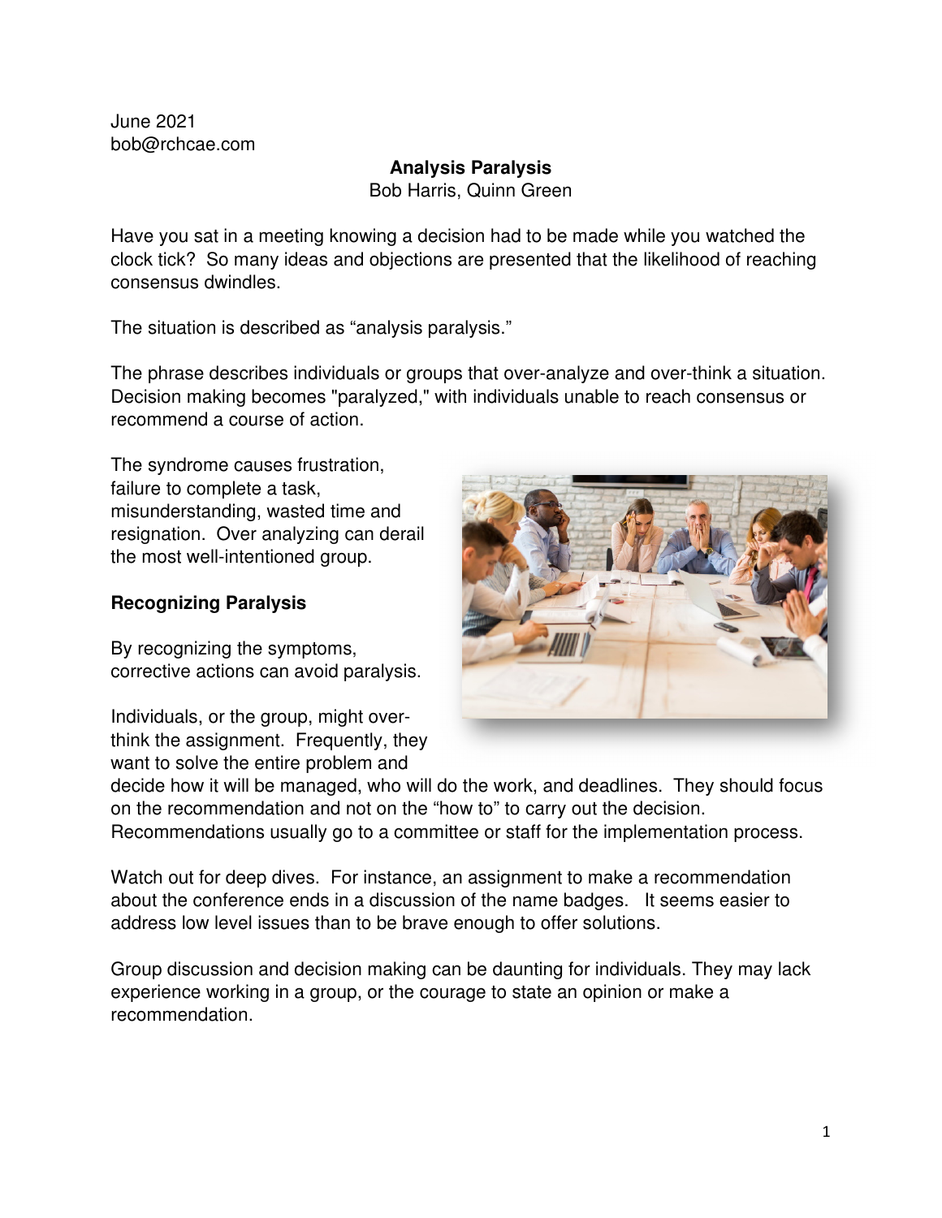June 2021
bob@rchcae.com

# Analysis Paralysis

Bob Harris, Quinn Green

Have you sat in a meeting knowing a decision had to be made while you watched the clock tick? So many ideas and objections are presented that the likelihood of reaching consensus dwindles.

The situation is described as "analysis paralysis."

The phrase describes individuals or groups that over-analyze and over-think a situation. Decision making becomes "paralyzed," with individuals unable to reach consensus or recommend a course of action.

The syndrome causes frustration, failure to complete a task, misunderstanding, wasted time and resignation. Over analyzing can derail the most well-intentioned group.

## Recognizing Paralysis

By recognizing the symptoms, corrective actions can avoid paralysis.

Individuals, or the group, might over-think the assignment. Frequently, they want to solve the entire problem and decide how it will be managed, who will do the work, and deadlines. They should focus on the recommendation and not on the "how to" to carry out the decision. Recommendations usually go to a committee or staff for the implementation process.

Watch out for deep dives. For instance, an assignment to make a recommendation about the conference ends in a discussion of the name badges. It seems easier to address low level issues than to be brave enough to offer solutions.

Group discussion and decision making can be daunting for individuals. They may lack experience working in a group, or the courage to state an opinion or make a recommendation.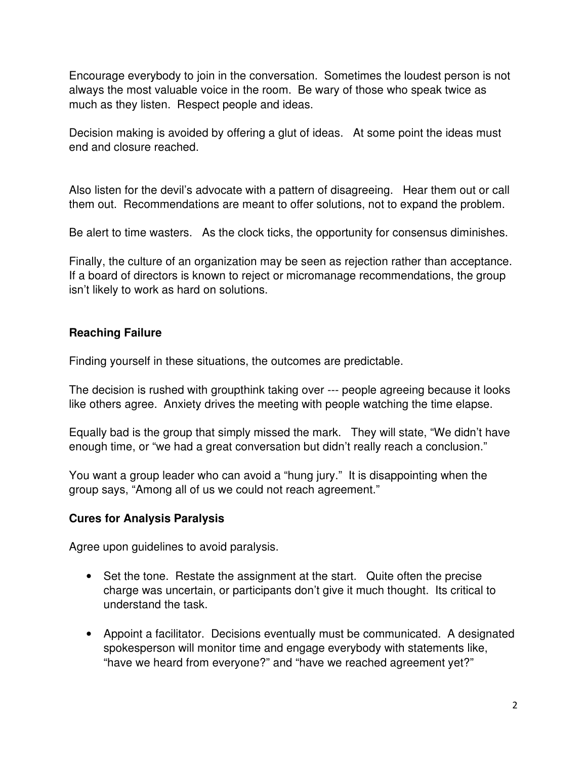Encourage everybody to join in the conversation. Sometimes the loudest person is not always the most valuable voice in the room. Be wary of those who speak twice as much as they listen. Respect people and ideas.

Decision making is avoided by offering a glut of ideas. At some point the ideas must end and closure reached.

Also listen for the devil's advocate with a pattern of disagreeing. Hear them out or call them out. Recommendations are meant to offer solutions, not to expand the problem.

Be alert to time wasters. As the clock ticks, the opportunity for consensus diminishes.

Finally, the culture of an organization may be seen as rejection rather than acceptance. If a board of directors is known to reject or micromanage recommendations, the group isn't likely to work as hard on solutions.

**Reaching Failure**

Finding yourself in these situations, the outcomes are predictable.

The decision is rushed with groupthink taking over --- people agreeing because it looks like others agree. Anxiety drives the meeting with people watching the time elapse.

Equally bad is the group that simply missed the mark. They will state, "We didn't have enough time, or "we had a great conversation but didn't really reach a conclusion."

You want a group leader who can avoid a "hung jury." It is disappointing when the group says, "Among all of us we could not reach agreement."

**Cures for Analysis Paralysis**

Agree upon guidelines to avoid paralysis.

- Set the tone. Restate the assignment at the start. Quite often the precise charge was uncertain, or participants don't give it much thought. Its critical to understand the task.

- Appoint a facilitator. Decisions eventually must be communicated. A designated spokesperson will monitor time and engage everybody with statements like, "have we heard from everyone?" and "have we reached agreement yet?"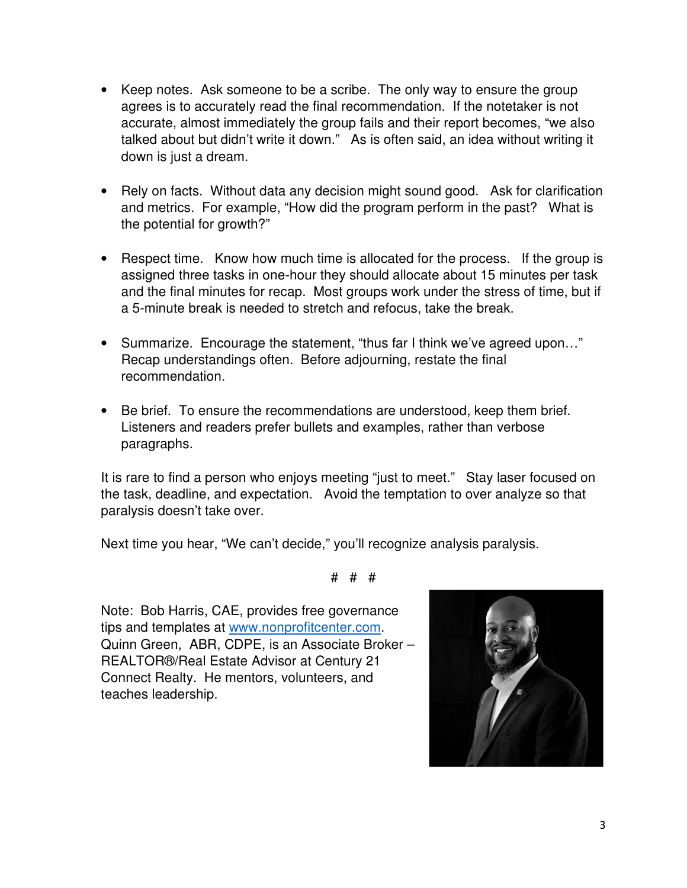- Keep notes. Ask someone to be a scribe. The only way to ensure the group agrees is to accurately read the final recommendation. If the notetaker is not accurate, almost immediately the group fails and their report becomes, "we also talked about but didn't write it down." As is often said, an idea without writing it down is just a dream.

- Rely on facts. Without data any decision might sound good. Ask for clarification and metrics. For example, "How did the program perform in the past? What is the potential for growth?"

- Respect time. Know how much time is allocated for the process. If the group is assigned three tasks in one-hour they should allocate about 15 minutes per task and the final minutes for recap. Most groups work under the stress of time, but if a 5-minute break is needed to stretch and refocus, take the break.

- Summarize. Encourage the statement, "thus far I think we've agreed upon…" Recap understandings often. Before adjourning, restate the final recommendation.

- Be brief. To ensure the recommendations are understood, keep them brief. Listeners and readers prefer bullets and examples, rather than verbose paragraphs.

It is rare to find a person who enjoys meeting "just to meet." Stay laser focused on the task, deadline, and expectation. Avoid the temptation to over analyze so that paralysis doesn't take over.

Next time you hear, "We can't decide," you'll recognize analysis paralysis.

# # #

Note: Bob Harris, CAE, provides free governance tips and templates at [www.nonprofitcenter.com](http://www.nonprofitcenter.com). Quinn Green, ABR, CDPE, is an Associate Broker – REALTOR®/Real Estate Advisor at Century 21 Connect Realty. He mentors, volunteers, and teaches leadership.